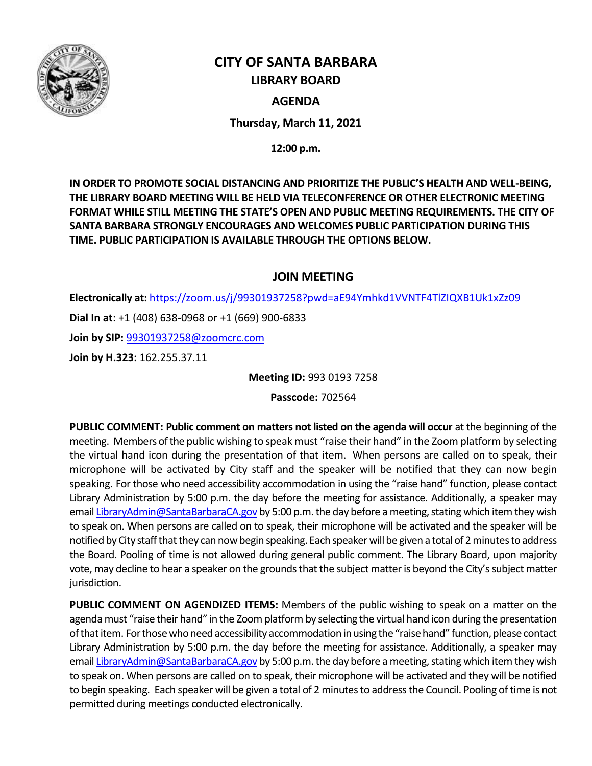# CITY OF SANTA BARBARA

## LIBRARY BOARD

## AGENDA

**Thursday, March 11, 2021**

**12:00 p.m.**

**IN ORDER TO PROMOTE SOCIAL DISTANCING AND PRIORITIZE THE PUBLIC'S HEALTH AND WELL-BEING, THE LIBRARY BOARD MEETING WILL BE HELD VIA TELECONFERENCE OR OTHER ELECTRONIC MEETING FORMAT WHILE STILL MEETING THE STATE'S OPEN AND PUBLIC MEETING REQUIREMENTS. THE CITY OF SANTA BARBARA STRONGLY ENCOURAGES AND WELCOMES PUBLIC PARTICIPATION DURING THIS TIME. PUBLIC PARTICIPATION IS AVAILABLE THROUGH THE OPTIONS BELOW.**

## JOIN MEETING

**Electronically at:** https://zoom.us/j/99301937258?pwd=aE94Ymhkd1VVNTF4TlZIQXB1Uk1xZz09

**Dial In at**: +1 (408) 638-0968 or +1 (669) 900-6833

**Join by SIP:** 99301937258@zoomcrc.com

**Join by H.323:** 162.255.37.11

**Meeting ID:** 993 0193 7258

**Passcode:** 702564

**PUBLIC COMMENT: Public comment on matters not listed on the agenda will occur** at the beginning of the meeting. Members of the public wishing to speak must "raise their hand" in the Zoom platform by selecting the virtual hand icon during the presentation of that item. When persons are called on to speak, their microphone will be activated by City staff and the speaker will be notified that they can now begin speaking. For those who need accessibility accommodation in using the "raise hand" function, please contact Library Administration by 5:00 p.m. the day before the meeting for assistance. Additionally, a speaker may email LibraryAdmin@SantaBarbaraCA.gov by 5:00 p.m. the day before a meeting, stating which item they wish to speak on. When persons are called on to speak, their microphone will be activated and the speaker will be notified by City staff that they can now begin speaking. Each speaker will be given a total of 2 minutes to address the Board. Pooling of time is not allowed during general public comment. The Library Board, upon majority vote, may decline to hear a speaker on the grounds that the subject matter is beyond the City's subject matter jurisdiction.

**PUBLIC COMMENT ON AGENDIZED ITEMS:** Members of the public wishing to speak on a matter on the agenda must "raise their hand" in the Zoom platform by selecting the virtual hand icon during the presentation of that item. For those who need accessibility accommodation in using the "raise hand" function, please contact Library Administration by 5:00 p.m. the day before the meeting for assistance. Additionally, a speaker may email LibraryAdmin@SantaBarbaraCA.gov by 5:00 p.m. the day before a meeting, stating which item they wish to speak on. When persons are called on to speak, their microphone will be activated and they will be notified to begin speaking. Each speaker will be given a total of 2 minutes to address the Council. Pooling of time is not permitted during meetings conducted electronically.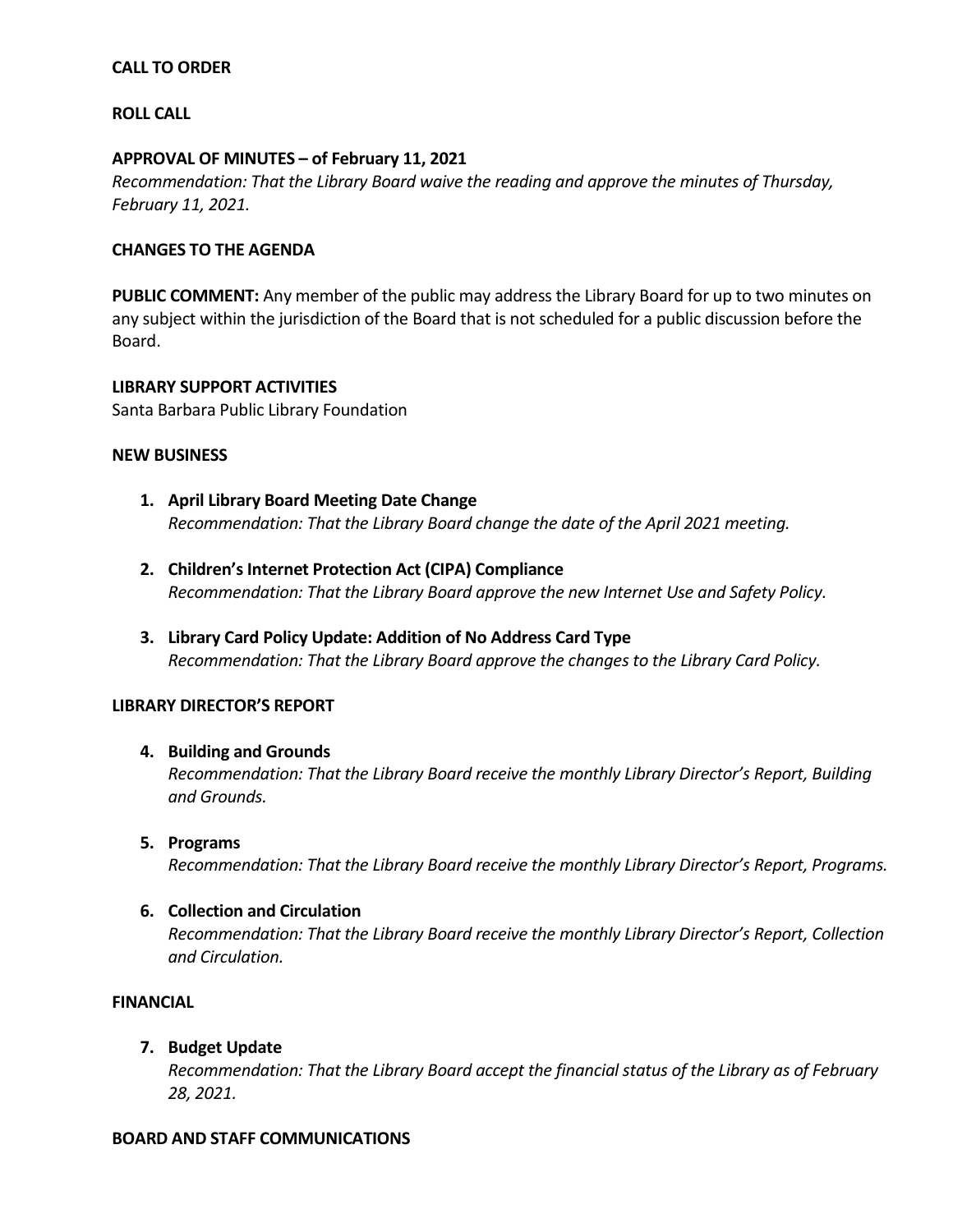**CALL TO ORDER**

**ROLL CALL**

**APPROVAL OF MINUTES – of February 11, 2021**
*Recommendation: That the Library Board waive the reading and approve the minutes of Thursday, February 11, 2021.*

**CHANGES TO THE AGENDA**

**PUBLIC COMMENT:** Any member of the public may address the Library Board for up to two minutes on any subject within the jurisdiction of the Board that is not scheduled for a public discussion before the Board.

**LIBRARY SUPPORT ACTIVITIES**
Santa Barbara Public Library Foundation

**NEW BUSINESS**

1. **April Library Board Meeting Date Change**
   *Recommendation: That the Library Board change the date of the April 2021 meeting.*

2. **Children's Internet Protection Act (CIPA) Compliance**
   *Recommendation: That the Library Board approve the new Internet Use and Safety Policy.*

3. **Library Card Policy Update: Addition of No Address Card Type**
   *Recommendation: That the Library Board approve the changes to the Library Card Policy.*

**LIBRARY DIRECTOR'S REPORT**

4. **Building and Grounds**
   *Recommendation: That the Library Board receive the monthly Library Director's Report, Building and Grounds.*

5. **Programs**
   *Recommendation: That the Library Board receive the monthly Library Director's Report, Programs.*

6. **Collection and Circulation**
   *Recommendation: That the Library Board receive the monthly Library Director's Report, Collection and Circulation.*

**FINANCIAL**

7. **Budget Update**
   *Recommendation: That the Library Board accept the financial status of the Library as of February 28, 2021.*

**BOARD AND STAFF COMMUNICATIONS**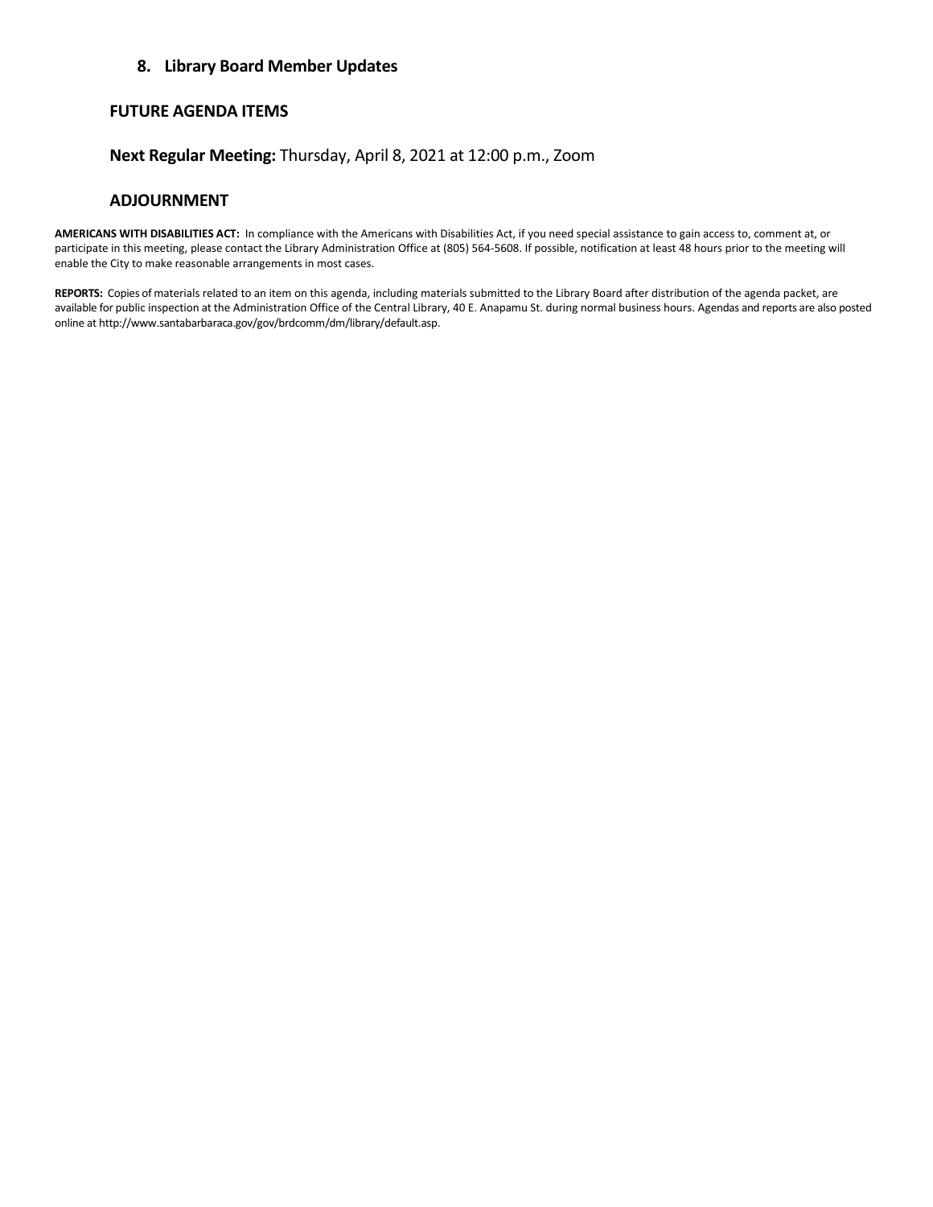### 8. Library Board Member Updates

## FUTURE AGENDA ITEMS

**Next Regular Meeting:** Thursday, April 8, 2021 at 12:00 p.m., Zoom

## ADJOURNMENT

**AMERICANS WITH DISABILITIES ACT:** In compliance with the Americans with Disabilities Act, if you need special assistance to gain access to, comment at, or participate in this meeting, please contact the Library Administration Office at (805) 564-5608. If possible, notification at least 48 hours prior to the meeting will enable the City to make reasonable arrangements in most cases.

**REPORTS:** Copies of materials related to an item on this agenda, including materials submitted to the Library Board after distribution of the agenda packet, are available for public inspection at the Administration Office of the Central Library, 40 E. Anapamu St. during normal business hours. Agendas and reports are also posted online at http://www.santabarbaraca.gov/gov/brdcomm/dm/library/default.asp.